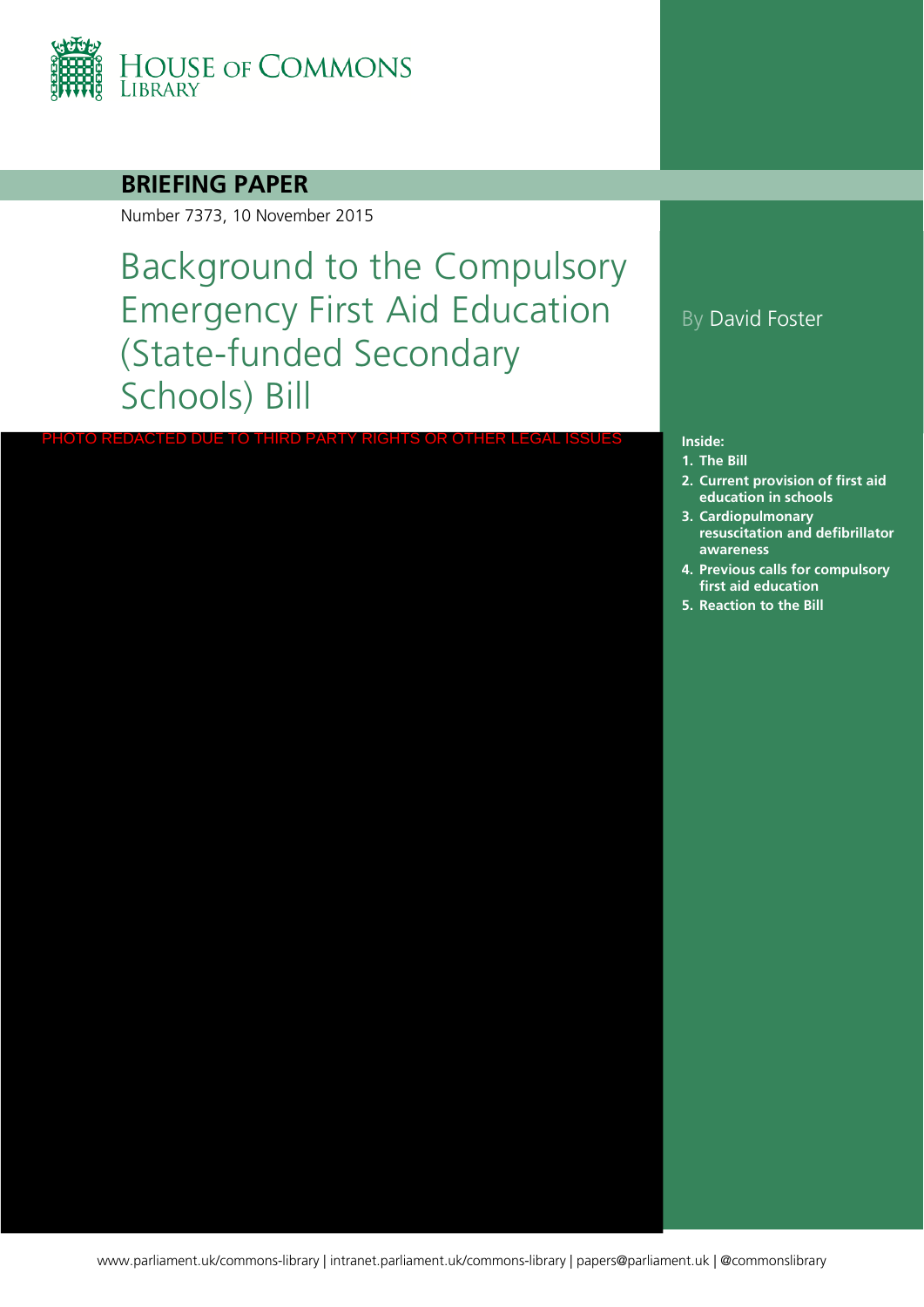HOUSE OF COMMONS LIBRARY

**BRIEFING PAPER**

Number 7373, 10 November 2015

# Background to the Compulsory Emergency First Aid Education (State-funded Secondary Schools) Bill

By David Foster

PHOTO REDACTED DUE TO THIRD PARTY RIGHTS OR OTHER LEGAL ISSUES

**Inside:**

1. The Bill
2. Current provision of first aid education in schools
3. Cardiopulmonary resuscitation and defibrillator awareness
4. Previous calls for compulsory first aid education
5. Reaction to the Bill

www.parliament.uk/commons-library | intranet.parliament.uk/commons-library | papers@parliament.uk | @commonslibrary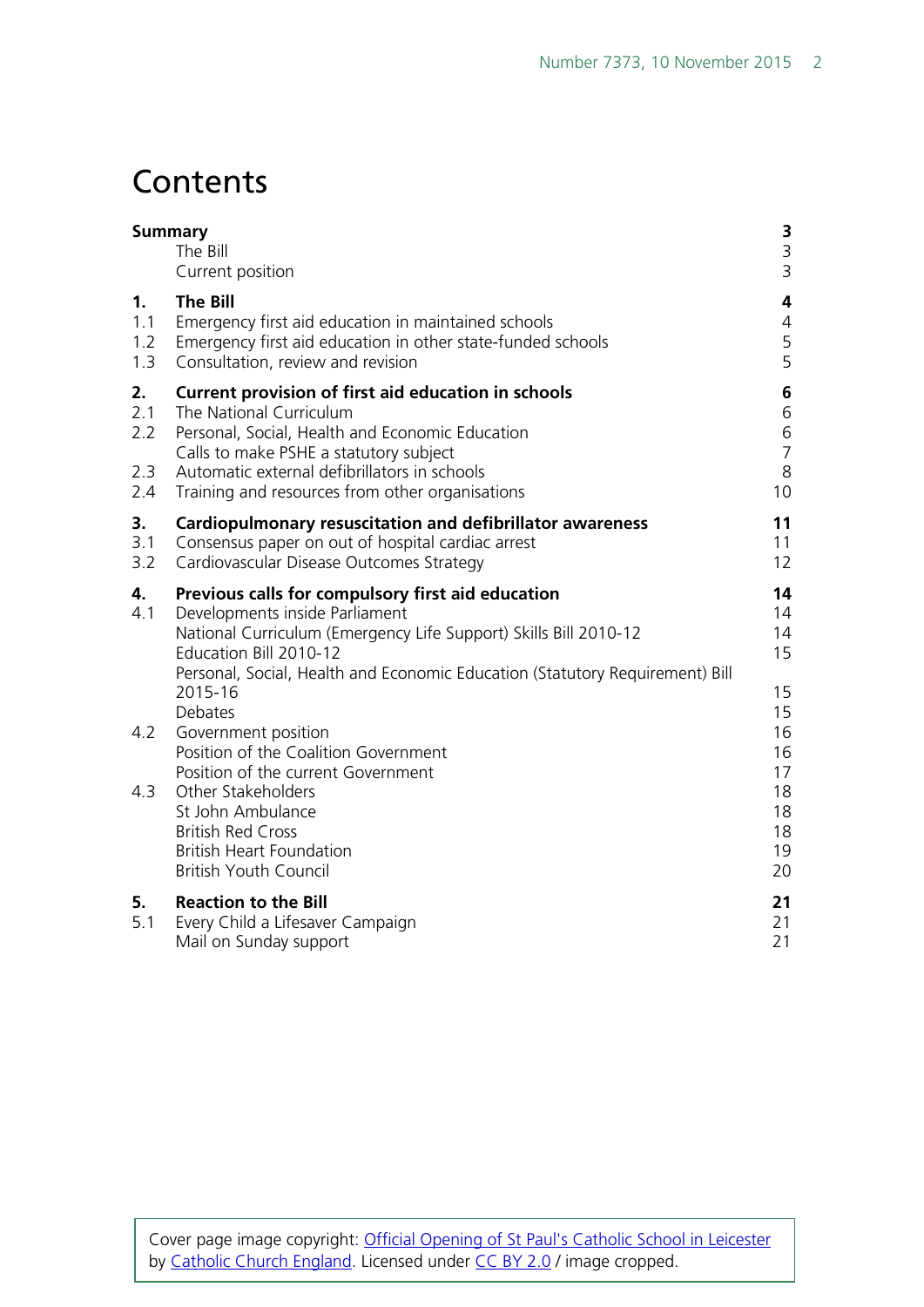# Contents

| | | |
|---|---|---|
| **Summary** | | **3** |
| | The Bill | 3 |
| | Current position | 3 |
| **1.** | **The Bill** | **4** |
| 1.1 | Emergency first aid education in maintained schools | 4 |
| 1.2 | Emergency first aid education in other state-funded schools | 5 |
| 1.3 | Consultation, review and revision | 5 |
| **2.** | **Current provision of first aid education in schools** | **6** |
| 2.1 | The National Curriculum | 6 |
| 2.2 | Personal, Social, Health and Economic Education | 6 |
| | Calls to make PSHE a statutory subject | 7 |
| 2.3 | Automatic external defibrillators in schools | 8 |
| 2.4 | Training and resources from other organisations | 10 |
| **3.** | **Cardiopulmonary resuscitation and defibrillator awareness** | **11** |
| 3.1 | Consensus paper on out of hospital cardiac arrest | 11 |
| 3.2 | Cardiovascular Disease Outcomes Strategy | 12 |
| **4.** | **Previous calls for compulsory first aid education** | **14** |
| 4.1 | Developments inside Parliament | 14 |
| | National Curriculum (Emergency Life Support) Skills Bill 2010-12 | 14 |
| | Education Bill 2010-12 | 15 |
| | Personal, Social, Health and Economic Education (Statutory Requirement) Bill 2015-16 | 15 |
| | Debates | 15 |
| 4.2 | Government position | 16 |
| | Position of the Coalition Government | 16 |
| | Position of the current Government | 17 |
| 4.3 | Other Stakeholders | 18 |
| | St John Ambulance | 18 |
| | British Red Cross | 18 |
| | British Heart Foundation | 19 |
| | British Youth Council | 20 |
| **5.** | **Reaction to the Bill** | **21** |
| 5.1 | Every Child a Lifesaver Campaign | 21 |
| | Mail on Sunday support | 21 |

Cover page image copyright: Official Opening of St Paul's Catholic School in Leicester by Catholic Church England. Licensed under CC BY 2.0 / image cropped.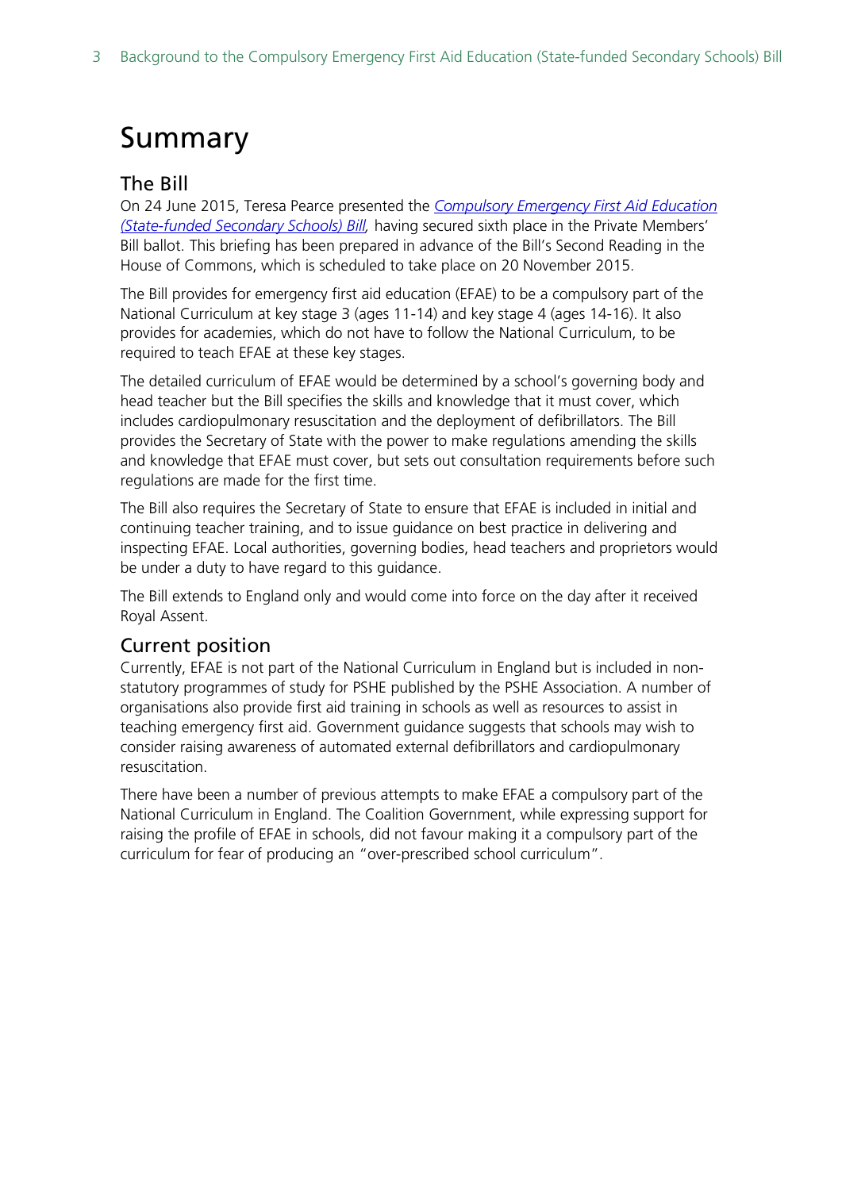# Summary

## The Bill

On 24 June 2015, Teresa Pearce presented the *Compulsory Emergency First Aid Education (State-funded Secondary Schools) Bill*, having secured sixth place in the Private Members' Bill ballot. This briefing has been prepared in advance of the Bill's Second Reading in the House of Commons, which is scheduled to take place on 20 November 2015.

The Bill provides for emergency first aid education (EFAE) to be a compulsory part of the National Curriculum at key stage 3 (ages 11-14) and key stage 4 (ages 14-16). It also provides for academies, which do not have to follow the National Curriculum, to be required to teach EFAE at these key stages.

The detailed curriculum of EFAE would be determined by a school's governing body and head teacher but the Bill specifies the skills and knowledge that it must cover, which includes cardiopulmonary resuscitation and the deployment of defibrillators. The Bill provides the Secretary of State with the power to make regulations amending the skills and knowledge that EFAE must cover, but sets out consultation requirements before such regulations are made for the first time.

The Bill also requires the Secretary of State to ensure that EFAE is included in initial and continuing teacher training, and to issue guidance on best practice in delivering and inspecting EFAE. Local authorities, governing bodies, head teachers and proprietors would be under a duty to have regard to this guidance.

The Bill extends to England only and would come into force on the day after it received Royal Assent.

## Current position

Currently, EFAE is not part of the National Curriculum in England but is included in non-statutory programmes of study for PSHE published by the PSHE Association. A number of organisations also provide first aid training in schools as well as resources to assist in teaching emergency first aid. Government guidance suggests that schools may wish to consider raising awareness of automated external defibrillators and cardiopulmonary resuscitation.

There have been a number of previous attempts to make EFAE a compulsory part of the National Curriculum in England. The Coalition Government, while expressing support for raising the profile of EFAE in schools, did not favour making it a compulsory part of the curriculum for fear of producing an "over-prescribed school curriculum".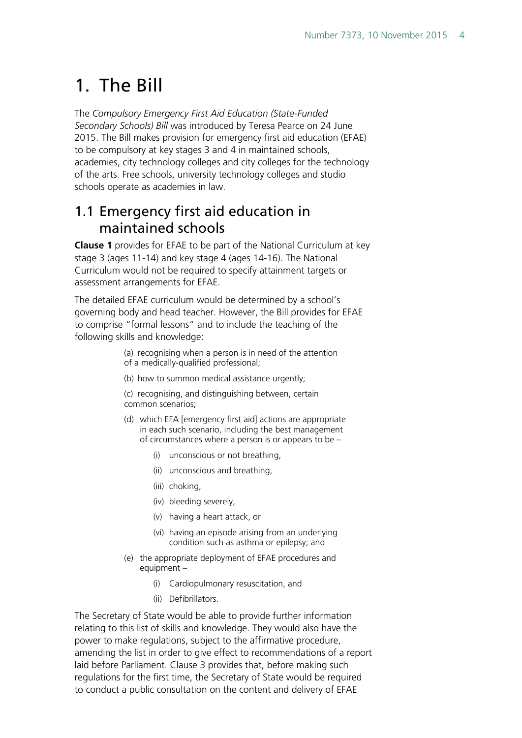# 1. The Bill

The *Compulsory Emergency First Aid Education (State-Funded Secondary Schools) Bill* was introduced by Teresa Pearce on 24 June 2015. The Bill makes provision for emergency first aid education (EFAE) to be compulsory at key stages 3 and 4 in maintained schools, academies, city technology colleges and city colleges for the technology of the arts. Free schools, university technology colleges and studio schools operate as academies in law.

## 1.1 Emergency first aid education in maintained schools

**Clause 1** provides for EFAE to be part of the National Curriculum at key stage 3 (ages 11-14) and key stage 4 (ages 14-16). The National Curriculum would not be required to specify attainment targets or assessment arrangements for EFAE.

The detailed EFAE curriculum would be determined by a school's governing body and head teacher. However, the Bill provides for EFAE to comprise "formal lessons" and to include the teaching of the following skills and knowledge:

> (a) recognising when a person is in need of the attention of a medically-qualified professional;
>
> (b) how to summon medical assistance urgently;
>
> (c) recognising, and distinguishing between, certain common scenarios;
>
> (d) which EFA [emergency first aid] actions are appropriate in each such scenario, including the best management of circumstances where a person is or appears to be –
>
> (i) unconscious or not breathing,
>
> (ii) unconscious and breathing,
>
> (iii) choking,
>
> (iv) bleeding severely,
>
> (v) having a heart attack, or
>
> (vi) having an episode arising from an underlying condition such as asthma or epilepsy; and
>
> (e) the appropriate deployment of EFAE procedures and equipment –
>
> (i) Cardiopulmonary resuscitation, and
>
> (ii) Defibrillators.

The Secretary of State would be able to provide further information relating to this list of skills and knowledge. They would also have the power to make regulations, subject to the affirmative procedure, amending the list in order to give effect to recommendations of a report laid before Parliament. Clause 3 provides that, before making such regulations for the first time, the Secretary of State would be required to conduct a public consultation on the content and delivery of EFAE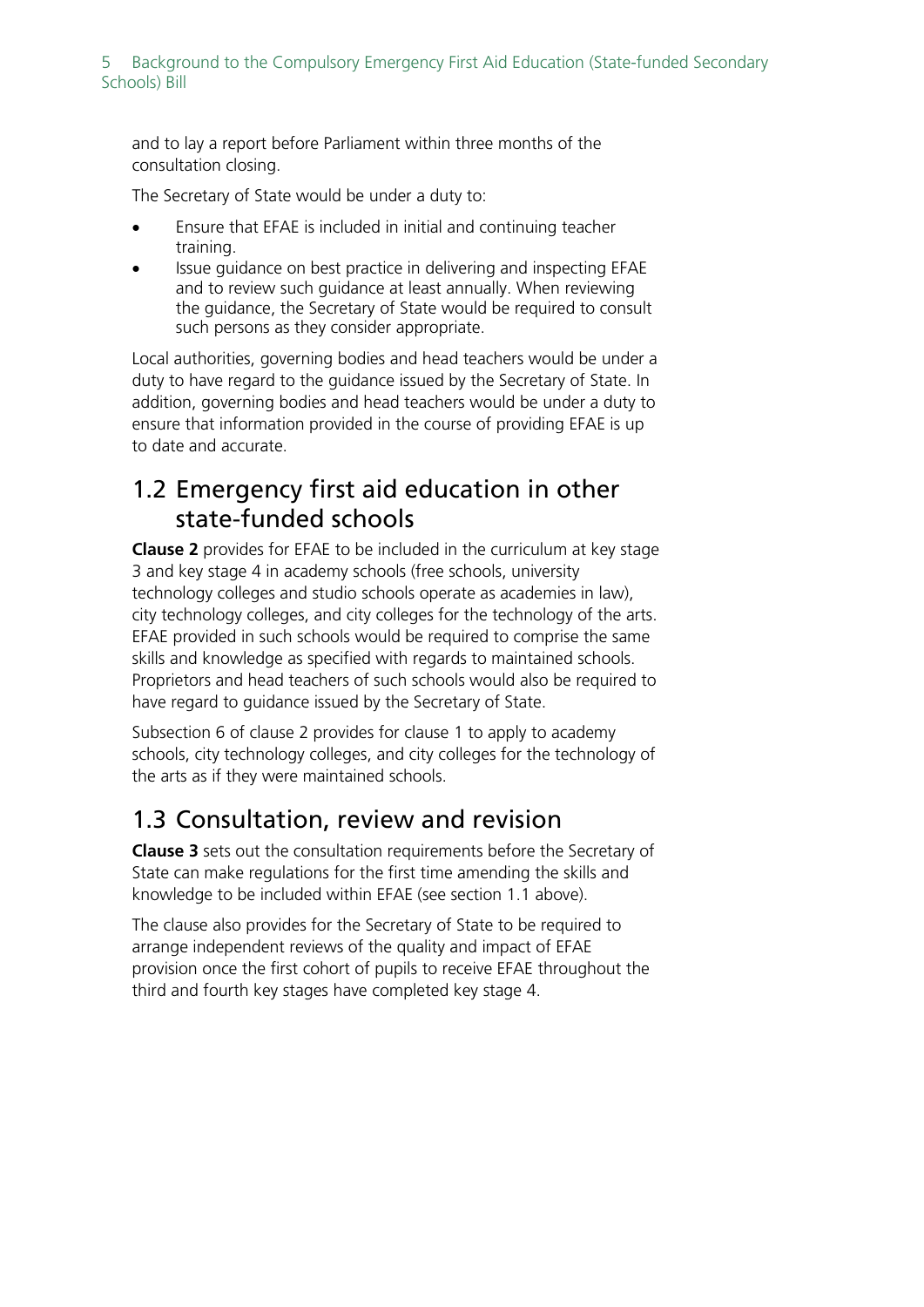and to lay a report before Parliament within three months of the consultation closing.

The Secretary of State would be under a duty to:

- Ensure that EFAE is included in initial and continuing teacher training.
- Issue guidance on best practice in delivering and inspecting EFAE and to review such guidance at least annually. When reviewing the guidance, the Secretary of State would be required to consult such persons as they consider appropriate.

Local authorities, governing bodies and head teachers would be under a duty to have regard to the guidance issued by the Secretary of State. In addition, governing bodies and head teachers would be under a duty to ensure that information provided in the course of providing EFAE is up to date and accurate.

## 1.2 Emergency first aid education in other state-funded schools

**Clause 2** provides for EFAE to be included in the curriculum at key stage 3 and key stage 4 in academy schools (free schools, university technology colleges and studio schools operate as academies in law), city technology colleges, and city colleges for the technology of the arts. EFAE provided in such schools would be required to comprise the same skills and knowledge as specified with regards to maintained schools. Proprietors and head teachers of such schools would also be required to have regard to guidance issued by the Secretary of State.

Subsection 6 of clause 2 provides for clause 1 to apply to academy schools, city technology colleges, and city colleges for the technology of the arts as if they were maintained schools.

## 1.3 Consultation, review and revision

**Clause 3** sets out the consultation requirements before the Secretary of State can make regulations for the first time amending the skills and knowledge to be included within EFAE (see section 1.1 above).

The clause also provides for the Secretary of State to be required to arrange independent reviews of the quality and impact of EFAE provision once the first cohort of pupils to receive EFAE throughout the third and fourth key stages have completed key stage 4.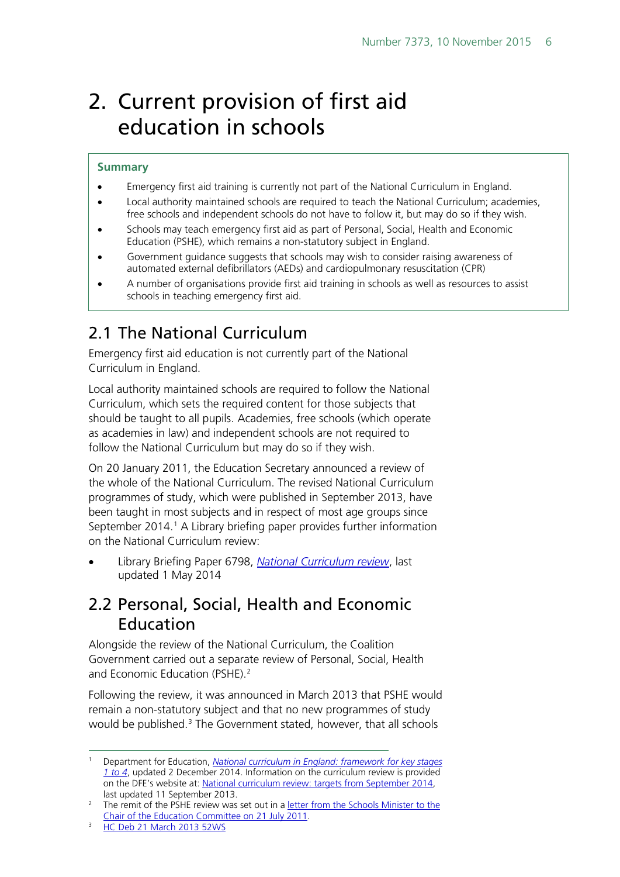# 2. Current provision of first aid education in schools

**Summary**

- Emergency first aid training is currently not part of the National Curriculum in England.
- Local authority maintained schools are required to teach the National Curriculum; academies, free schools and independent schools do not have to follow it, but may do so if they wish.
- Schools may teach emergency first aid as part of Personal, Social, Health and Economic Education (PSHE), which remains a non-statutory subject in England.
- Government guidance suggests that schools may wish to consider raising awareness of automated external defibrillators (AEDs) and cardiopulmonary resuscitation (CPR)
- A number of organisations provide first aid training in schools as well as resources to assist schools in teaching emergency first aid.

## 2.1 The National Curriculum

Emergency first aid education is not currently part of the National Curriculum in England.

Local authority maintained schools are required to follow the National Curriculum, which sets the required content for those subjects that should be taught to all pupils. Academies, free schools (which operate as academies in law) and independent schools are not required to follow the National Curriculum but may do so if they wish.

On 20 January 2011, the Education Secretary announced a review of the whole of the National Curriculum. The revised National Curriculum programmes of study, which were published in September 2013, have been taught in most subjects and in respect of most age groups since September 2014.[1] A Library briefing paper provides further information on the National Curriculum review:

- Library Briefing Paper 6798, *National Curriculum review*, last updated 1 May 2014

## 2.2 Personal, Social, Health and Economic Education

Alongside the review of the National Curriculum, the Coalition Government carried out a separate review of Personal, Social, Health and Economic Education (PSHE).[2]

Following the review, it was announced in March 2013 that PSHE would remain a non-statutory subject and that no new programmes of study would be published.[3] The Government stated, however, that all schools

---

[1] Department for Education, *National curriculum in England: framework for key stages 1 to 4*, updated 2 December 2014. Information on the curriculum review is provided on the DFE's website at: National curriculum review: targets from September 2014, last updated 11 September 2013.

[2] The remit of the PSHE review was set out in a letter from the Schools Minister to the Chair of the Education Committee on 21 July 2011.

[3] HC Deb 21 March 2013 52WS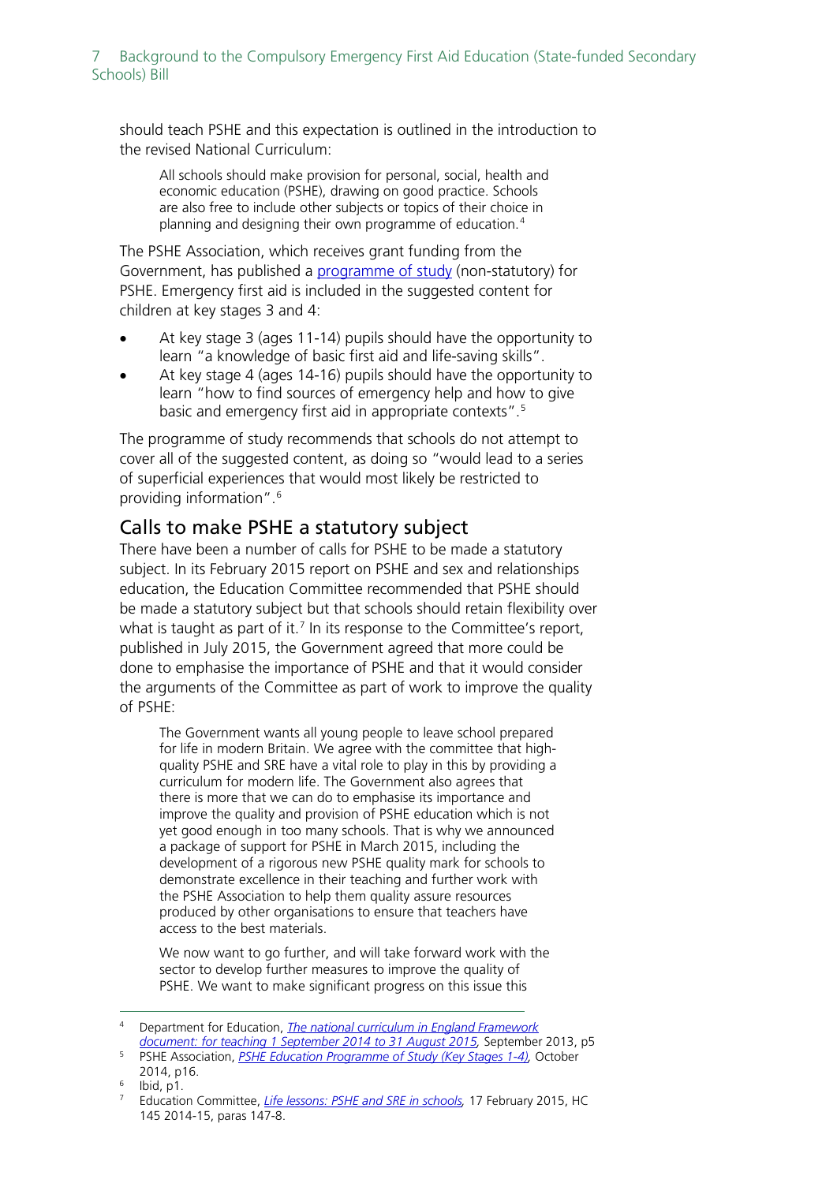should teach PSHE and this expectation is outlined in the introduction to the revised National Curriculum:

> All schools should make provision for personal, social, health and economic education (PSHE), drawing on good practice. Schools are also free to include other subjects or topics of their choice in planning and designing their own programme of education.[4]

The PSHE Association, which receives grant funding from the Government, has published a programme of study (non-statutory) for PSHE. Emergency first aid is included in the suggested content for children at key stages 3 and 4:

- At key stage 3 (ages 11-14) pupils should have the opportunity to learn "a knowledge of basic first aid and life-saving skills".
- At key stage 4 (ages 14-16) pupils should have the opportunity to learn "how to find sources of emergency help and how to give basic and emergency first aid in appropriate contexts".[5]

The programme of study recommends that schools do not attempt to cover all of the suggested content, as doing so "would lead to a series of superficial experiences that would most likely be restricted to providing information".[6]

## Calls to make PSHE a statutory subject

There have been a number of calls for PSHE to be made a statutory subject. In its February 2015 report on PSHE and sex and relationships education, the Education Committee recommended that PSHE should be made a statutory subject but that schools should retain flexibility over what is taught as part of it.[7] In its response to the Committee's report, published in July 2015, the Government agreed that more could be done to emphasise the importance of PSHE and that it would consider the arguments of the Committee as part of work to improve the quality of PSHE:

> The Government wants all young people to leave school prepared for life in modern Britain. We agree with the committee that high-quality PSHE and SRE have a vital role to play in this by providing a curriculum for modern life. The Government also agrees that there is more that we can do to emphasise its importance and improve the quality and provision of PSHE education which is not yet good enough in too many schools. That is why we announced a package of support for PSHE in March 2015, including the development of a rigorous new PSHE quality mark for schools to demonstrate excellence in their teaching and further work with the PSHE Association to help them quality assure resources produced by other organisations to ensure that teachers have access to the best materials.
>
> We now want to go further, and will take forward work with the sector to develop further measures to improve the quality of PSHE. We want to make significant progress on this issue this

---

4 Department for Education, *The national curriculum in England Framework document: for teaching 1 September 2014 to 31 August 2015*, September 2013, p5

5 PSHE Association, *PSHE Education Programme of Study (Key Stages 1-4)*, October 2014, p16.

6 Ibid, p1.

7 Education Committee, *Life lessons: PSHE and SRE in schools*, 17 February 2015, HC 145 2014-15, paras 147-8.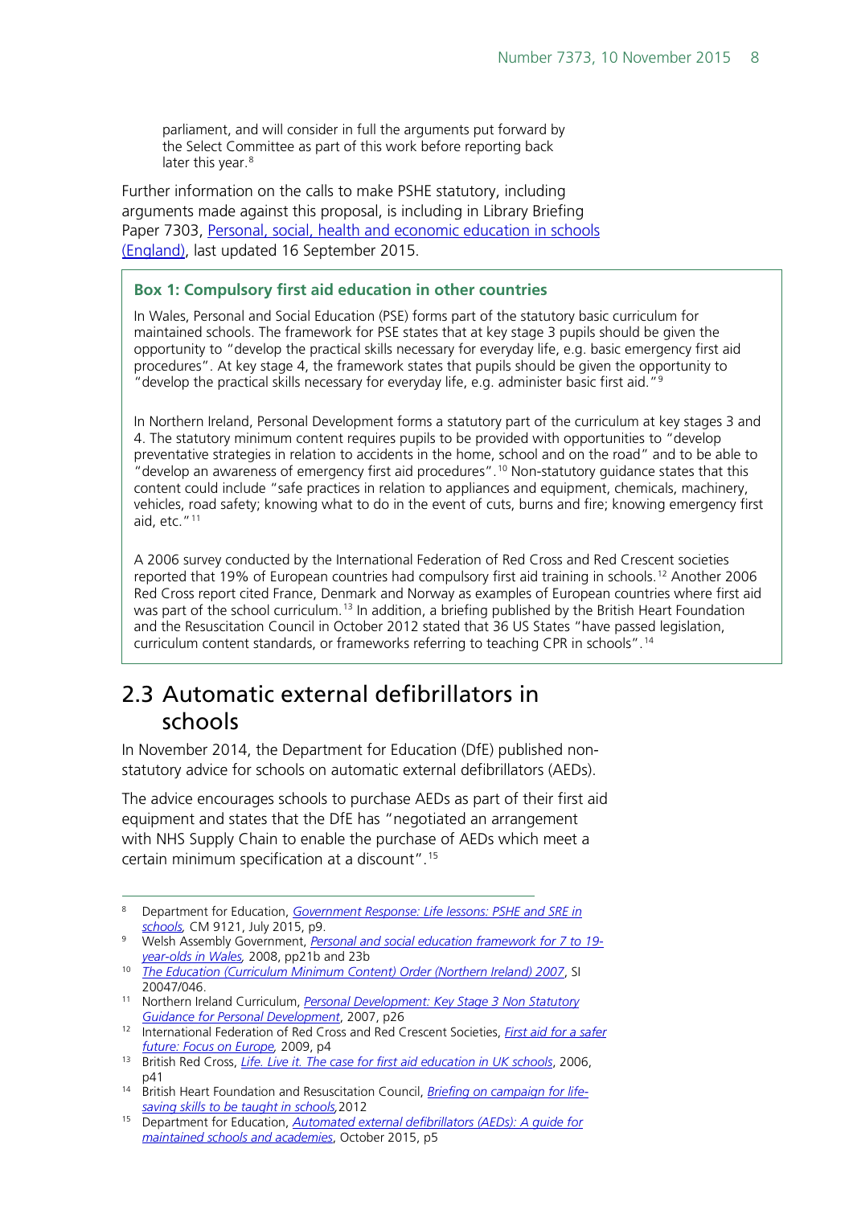> parliament, and will consider in full the arguments put forward by the Select Committee as part of this work before reporting back later this year.[8]

Further information on the calls to make PSHE statutory, including arguments made against this proposal, is including in Library Briefing Paper 7303, [Personal, social, health and economic education in schools (England)](), last updated 16 September 2015.

> **Box 1: Compulsory first aid education in other countries**
>
> In Wales, Personal and Social Education (PSE) forms part of the statutory basic curriculum for maintained schools. The framework for PSE states that at key stage 3 pupils should be given the opportunity to "develop the practical skills necessary for everyday life, e.g. basic emergency first aid procedures". At key stage 4, the framework states that pupils should be given the opportunity to "develop the practical skills necessary for everyday life, e.g. administer basic first aid."[9]
>
> In Northern Ireland, Personal Development forms a statutory part of the curriculum at key stages 3 and 4. The statutory minimum content requires pupils to be provided with opportunities to "develop preventative strategies in relation to accidents in the home, school and on the road" and to be able to "develop an awareness of emergency first aid procedures".[10] Non-statutory guidance states that this content could include "safe practices in relation to appliances and equipment, chemicals, machinery, vehicles, road safety; knowing what to do in the event of cuts, burns and fire; knowing emergency first aid, etc."[11]
>
> A 2006 survey conducted by the International Federation of Red Cross and Red Crescent societies reported that 19% of European countries had compulsory first aid training in schools.[12] Another 2006 Red Cross report cited France, Denmark and Norway as examples of European countries where first aid was part of the school curriculum.[13] In addition, a briefing published by the British Heart Foundation and the Resuscitation Council in October 2012 stated that 36 US States "have passed legislation, curriculum content standards, or frameworks referring to teaching CPR in schools".[14]

## 2.3 Automatic external defibrillators in schools

In November 2014, the Department for Education (DfE) published non-statutory advice for schools on automatic external defibrillators (AEDs).

The advice encourages schools to purchase AEDs as part of their first aid equipment and states that the DfE has "negotiated an arrangement with NHS Supply Chain to enable the purchase of AEDs which meet a certain minimum specification at a discount".[15]

---

[8] Department for Education, *Government Response: Life lessons: PSHE and SRE in schools*, CM 9121, July 2015, p9.

[9] Welsh Assembly Government, *Personal and social education framework for 7 to 19-year-olds in Wales*, 2008, pp21b and 23b

[10] *The Education (Curriculum Minimum Content) Order (Northern Ireland) 2007*, SI 20047/046.

[11] Northern Ireland Curriculum, *Personal Development: Key Stage 3 Non Statutory Guidance for Personal Development*, 2007, p26

[12] International Federation of Red Cross and Red Crescent Societies, *First aid for a safer future: Focus on Europe*, 2009, p4

[13] British Red Cross, *Life. Live it. The case for first aid education in UK schools*, 2006, p41

[14] British Heart Foundation and Resuscitation Council, *Briefing on campaign for life-saving skills to be taught in schools*, 2012

[15] Department for Education, *Automated external defibrillators (AEDs): A guide for maintained schools and academies*, October 2015, p5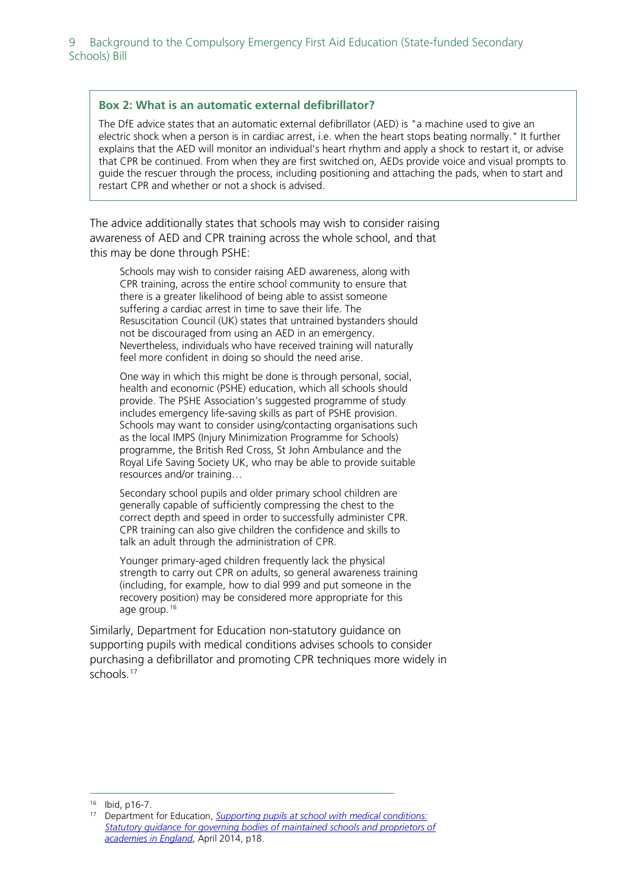> **Box 2: What is an automatic external defibrillator?**
>
> The DfE advice states that an automatic external defibrillator (AED) is "a machine used to give an electric shock when a person is in cardiac arrest, i.e. when the heart stops beating normally." It further explains that the AED will monitor an individual's heart rhythm and apply a shock to restart it, or advise that CPR be continued. From when they are first switched on, AEDs provide voice and visual prompts to guide the rescuer through the process, including positioning and attaching the pads, when to start and restart CPR and whether or not a shock is advised.

The advice additionally states that schools may wish to consider raising awareness of AED and CPR training across the whole school, and that this may be done through PSHE:

> Schools may wish to consider raising AED awareness, along with CPR training, across the entire school community to ensure that there is a greater likelihood of being able to assist someone suffering a cardiac arrest in time to save their life. The Resuscitation Council (UK) states that untrained bystanders should not be discouraged from using an AED in an emergency. Nevertheless, individuals who have received training will naturally feel more confident in doing so should the need arise.
>
> One way in which this might be done is through personal, social, health and economic (PSHE) education, which all schools should provide. The PSHE Association's suggested programme of study includes emergency life-saving skills as part of PSHE provision. Schools may want to consider using/contacting organisations such as the local IMPS (Injury Minimization Programme for Schools) programme, the British Red Cross, St John Ambulance and the Royal Life Saving Society UK, who may be able to provide suitable resources and/or training…
>
> Secondary school pupils and older primary school children are generally capable of sufficiently compressing the chest to the correct depth and speed in order to successfully administer CPR. CPR training can also give children the confidence and skills to talk an adult through the administration of CPR.
>
> Younger primary-aged children frequently lack the physical strength to carry out CPR on adults, so general awareness training (including, for example, how to dial 999 and put someone in the recovery position) may be considered more appropriate for this age group.[16]

Similarly, Department for Education non-statutory guidance on supporting pupils with medical conditions advises schools to consider purchasing a defibrillator and promoting CPR techniques more widely in schools.[17]

---

[16] Ibid, p16-7.

[17] Department for Education, *Supporting pupils at school with medical conditions: Statutory guidance for governing bodies of maintained schools and proprietors of academies in England*, April 2014, p18.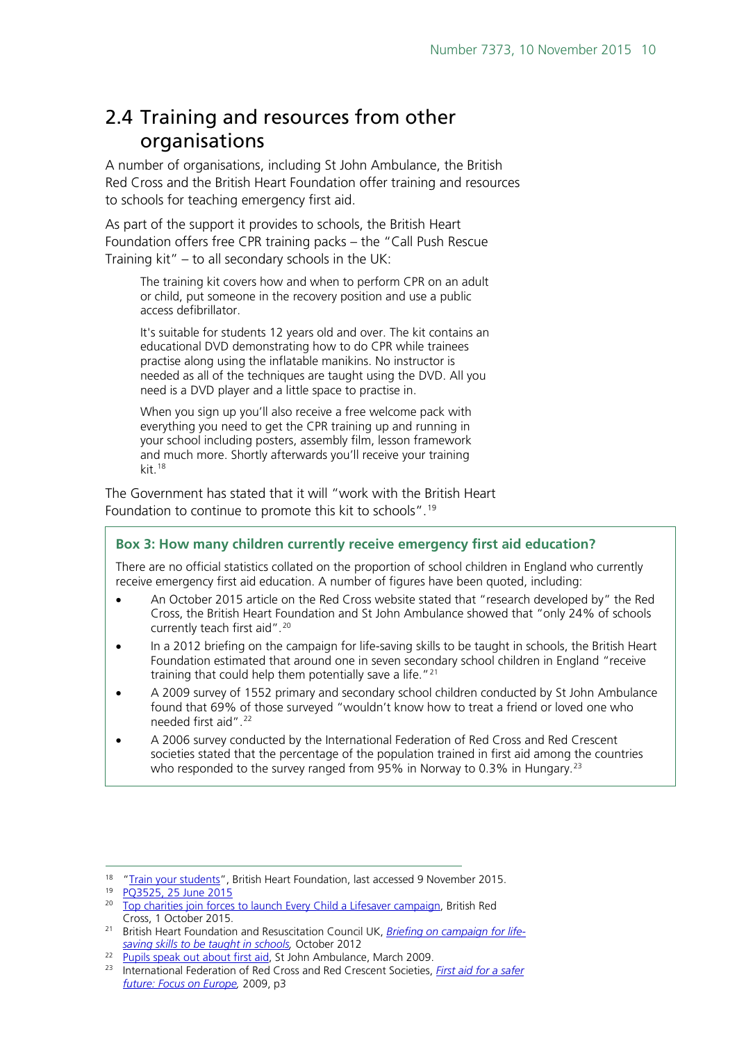## 2.4 Training and resources from other organisations

A number of organisations, including St John Ambulance, the British Red Cross and the British Heart Foundation offer training and resources to schools for teaching emergency first aid.

As part of the support it provides to schools, the British Heart Foundation offers free CPR training packs – the "Call Push Rescue Training kit" – to all secondary schools in the UK:

> The training kit covers how and when to perform CPR on an adult or child, put someone in the recovery position and use a public access defibrillator.
>
> It's suitable for students 12 years old and over. The kit contains an educational DVD demonstrating how to do CPR while trainees practise along using the inflatable manikins. No instructor is needed as all of the techniques are taught using the DVD. All you need is a DVD player and a little space to practise in.
>
> When you sign up you'll also receive a free welcome pack with everything you need to get the CPR training up and running in your school including posters, assembly film, lesson framework and much more. Shortly afterwards you'll receive your training kit.[18]

The Government has stated that it will "work with the British Heart Foundation to continue to promote this kit to schools".[19]

**Box 3: How many children currently receive emergency first aid education?**

There are no official statistics collated on the proportion of school children in England who currently receive emergency first aid education. A number of figures have been quoted, including:

- An October 2015 article on the Red Cross website stated that "research developed by" the Red Cross, the British Heart Foundation and St John Ambulance showed that "only 24% of schools currently teach first aid".[20]
- In a 2012 briefing on the campaign for life-saving skills to be taught in schools, the British Heart Foundation estimated that around one in seven secondary school children in England "receive training that could help them potentially save a life."[21]
- A 2009 survey of 1552 primary and secondary school children conducted by St John Ambulance found that 69% of those surveyed "wouldn't know how to treat a friend or loved one who needed first aid".[22]
- A 2006 survey conducted by the International Federation of Red Cross and Red Crescent societies stated that the percentage of the population trained in first aid among the countries who responded to the survey ranged from 95% in Norway to 0.3% in Hungary.[23]

---

[18] "Train your students", British Heart Foundation, last accessed 9 November 2015.

[19] PQ3525, 25 June 2015

[20] Top charities join forces to launch Every Child a Lifesaver campaign, British Red Cross, 1 October 2015.

[21] British Heart Foundation and Resuscitation Council UK, *Briefing on campaign for life-saving skills to be taught in schools,* October 2012

[22] Pupils speak out about first aid, St John Ambulance, March 2009.

[23] International Federation of Red Cross and Red Crescent Societies, *First aid for a safer future: Focus on Europe,* 2009, p3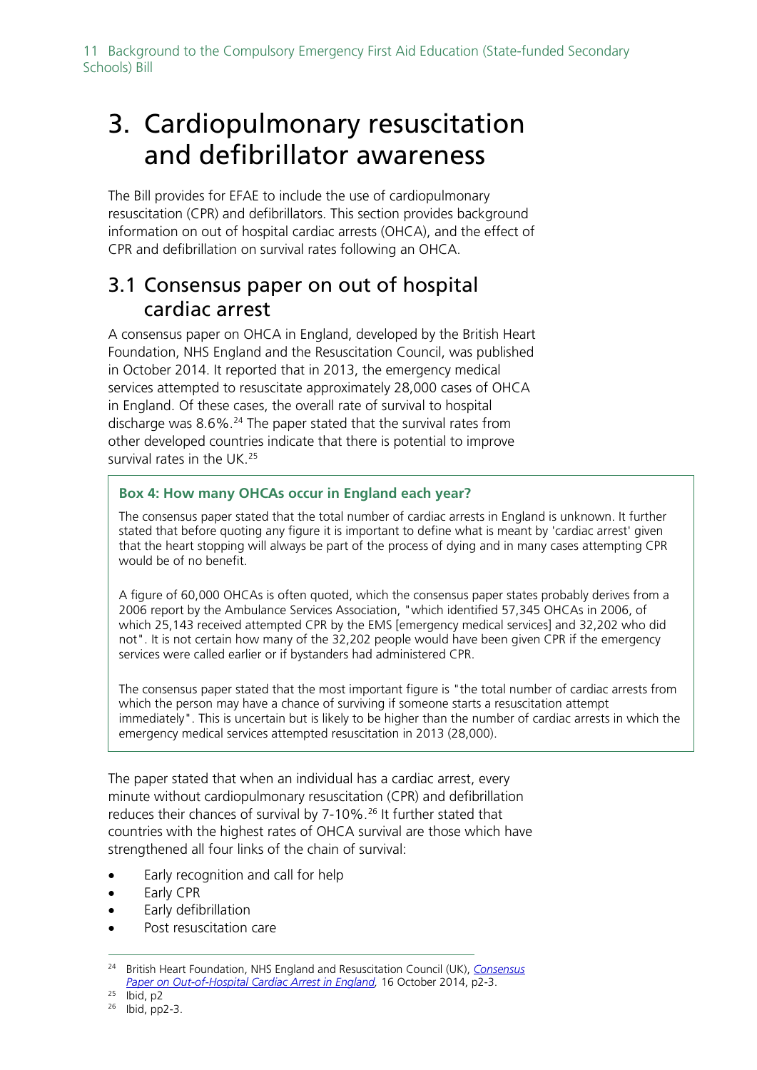# 3. Cardiopulmonary resuscitation and defibrillator awareness

The Bill provides for EFAE to include the use of cardiopulmonary resuscitation (CPR) and defibrillators. This section provides background information on out of hospital cardiac arrests (OHCA), and the effect of CPR and defibrillation on survival rates following an OHCA.

## 3.1 Consensus paper on out of hospital cardiac arrest

A consensus paper on OHCA in England, developed by the British Heart Foundation, NHS England and the Resuscitation Council, was published in October 2014. It reported that in 2013, the emergency medical services attempted to resuscitate approximately 28,000 cases of OHCA in England. Of these cases, the overall rate of survival to hospital discharge was 8.6%.[24] The paper stated that the survival rates from other developed countries indicate that there is potential to improve survival rates in the UK.[25]

> **Box 4: How many OHCAs occur in England each year?**
>
> The consensus paper stated that the total number of cardiac arrests in England is unknown. It further stated that before quoting any figure it is important to define what is meant by 'cardiac arrest' given that the heart stopping will always be part of the process of dying and in many cases attempting CPR would be of no benefit.
>
> A figure of 60,000 OHCAs is often quoted, which the consensus paper states probably derives from a 2006 report by the Ambulance Services Association, "which identified 57,345 OHCAs in 2006, of which 25,143 received attempted CPR by the EMS [emergency medical services] and 32,202 who did not". It is not certain how many of the 32,202 people would have been given CPR if the emergency services were called earlier or if bystanders had administered CPR.
>
> The consensus paper stated that the most important figure is "the total number of cardiac arrests from which the person may have a chance of surviving if someone starts a resuscitation attempt immediately". This is uncertain but is likely to be higher than the number of cardiac arrests in which the emergency medical services attempted resuscitation in 2013 (28,000).

The paper stated that when an individual has a cardiac arrest, every minute without cardiopulmonary resuscitation (CPR) and defibrillation reduces their chances of survival by 7-10%.[26] It further stated that countries with the highest rates of OHCA survival are those which have strengthened all four links of the chain of survival:

- Early recognition and call for help
- Early CPR
- Early defibrillation
- Post resuscitation care

---

[24] British Heart Foundation, NHS England and Resuscitation Council (UK), *Consensus Paper on Out-of-Hospital Cardiac Arrest in England*, 16 October 2014, p2-3.

[25] Ibid, p2

[26] Ibid, pp2-3.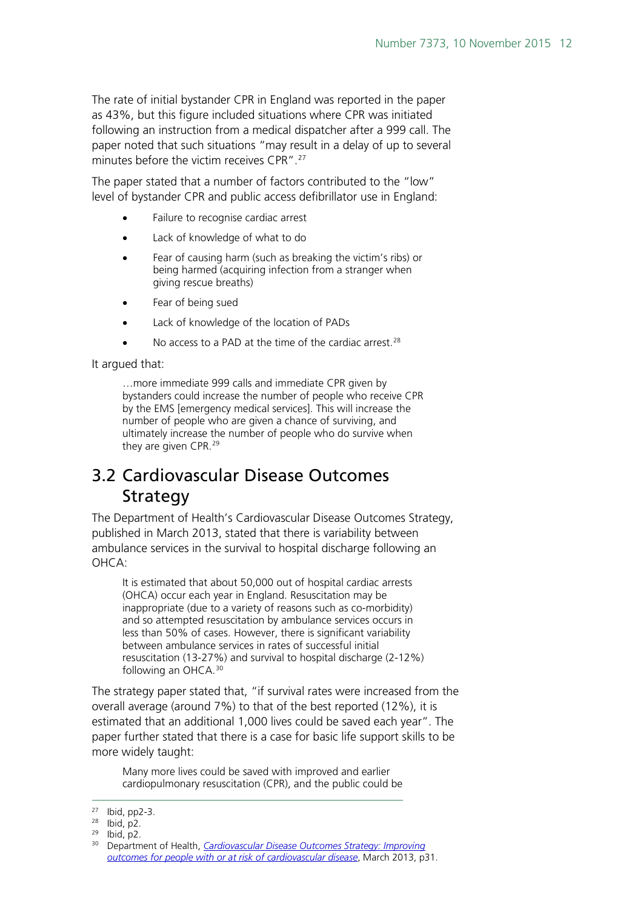The rate of initial bystander CPR in England was reported in the paper as 43%, but this figure included situations where CPR was initiated following an instruction from a medical dispatcher after a 999 call. The paper noted that such situations "may result in a delay of up to several minutes before the victim receives CPR".[27]

The paper stated that a number of factors contributed to the "low" level of bystander CPR and public access defibrillator use in England:

- Failure to recognise cardiac arrest
- Lack of knowledge of what to do
- Fear of causing harm (such as breaking the victim's ribs) or being harmed (acquiring infection from a stranger when giving rescue breaths)
- Fear of being sued
- Lack of knowledge of the location of PADs
- No access to a PAD at the time of the cardiac arrest.[28]

It argued that:

> …more immediate 999 calls and immediate CPR given by bystanders could increase the number of people who receive CPR by the EMS [emergency medical services]. This will increase the number of people who are given a chance of surviving, and ultimately increase the number of people who do survive when they are given CPR.[29]

## 3.2 Cardiovascular Disease Outcomes Strategy

The Department of Health's Cardiovascular Disease Outcomes Strategy, published in March 2013, stated that there is variability between ambulance services in the survival to hospital discharge following an OHCA:

> It is estimated that about 50,000 out of hospital cardiac arrests (OHCA) occur each year in England. Resuscitation may be inappropriate (due to a variety of reasons such as co-morbidity) and so attempted resuscitation by ambulance services occurs in less than 50% of cases. However, there is significant variability between ambulance services in rates of successful initial resuscitation (13-27%) and survival to hospital discharge (2-12%) following an OHCA.[30]

The strategy paper stated that, "if survival rates were increased from the overall average (around 7%) to that of the best reported (12%), it is estimated that an additional 1,000 lives could be saved each year". The paper further stated that there is a case for basic life support skills to be more widely taught:

> Many more lives could be saved with improved and earlier cardiopulmonary resuscitation (CPR), and the public could be

---

[27] Ibid, pp2-3.

[28] Ibid, p2.

[29] Ibid, p2.

[30] Department of Health, *Cardiovascular Disease Outcomes Strategy: Improving outcomes for people with or at risk of cardiovascular disease*, March 2013, p31.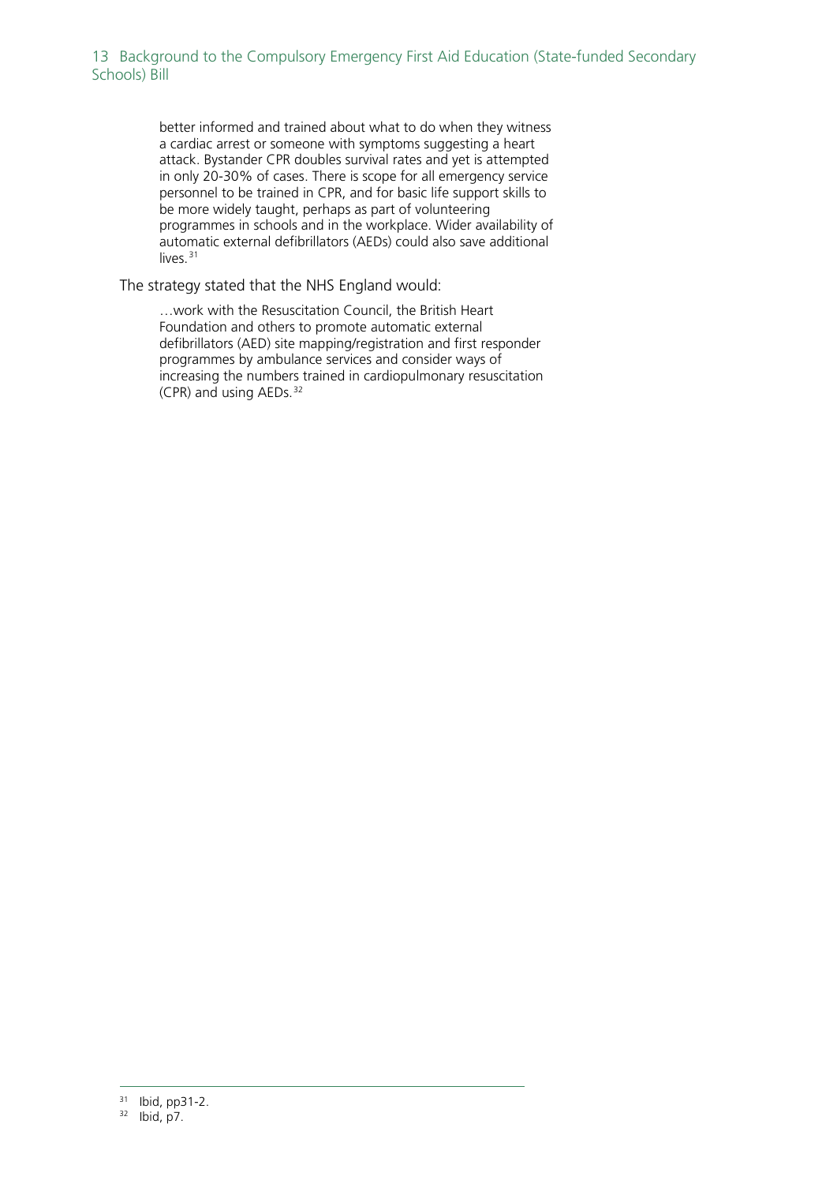> better informed and trained about what to do when they witness a cardiac arrest or someone with symptoms suggesting a heart attack. Bystander CPR doubles survival rates and yet is attempted in only 20-30% of cases. There is scope for all emergency service personnel to be trained in CPR, and for basic life support skills to be more widely taught, perhaps as part of volunteering programmes in schools and in the workplace. Wider availability of automatic external defibrillators (AEDs) could also save additional lives.[31]

The strategy stated that the NHS England would:

> …work with the Resuscitation Council, the British Heart Foundation and others to promote automatic external defibrillators (AED) site mapping/registration and first responder programmes by ambulance services and consider ways of increasing the numbers trained in cardiopulmonary resuscitation (CPR) and using AEDs.[32]

---

[31] Ibid, pp31-2.

[32] Ibid, p7.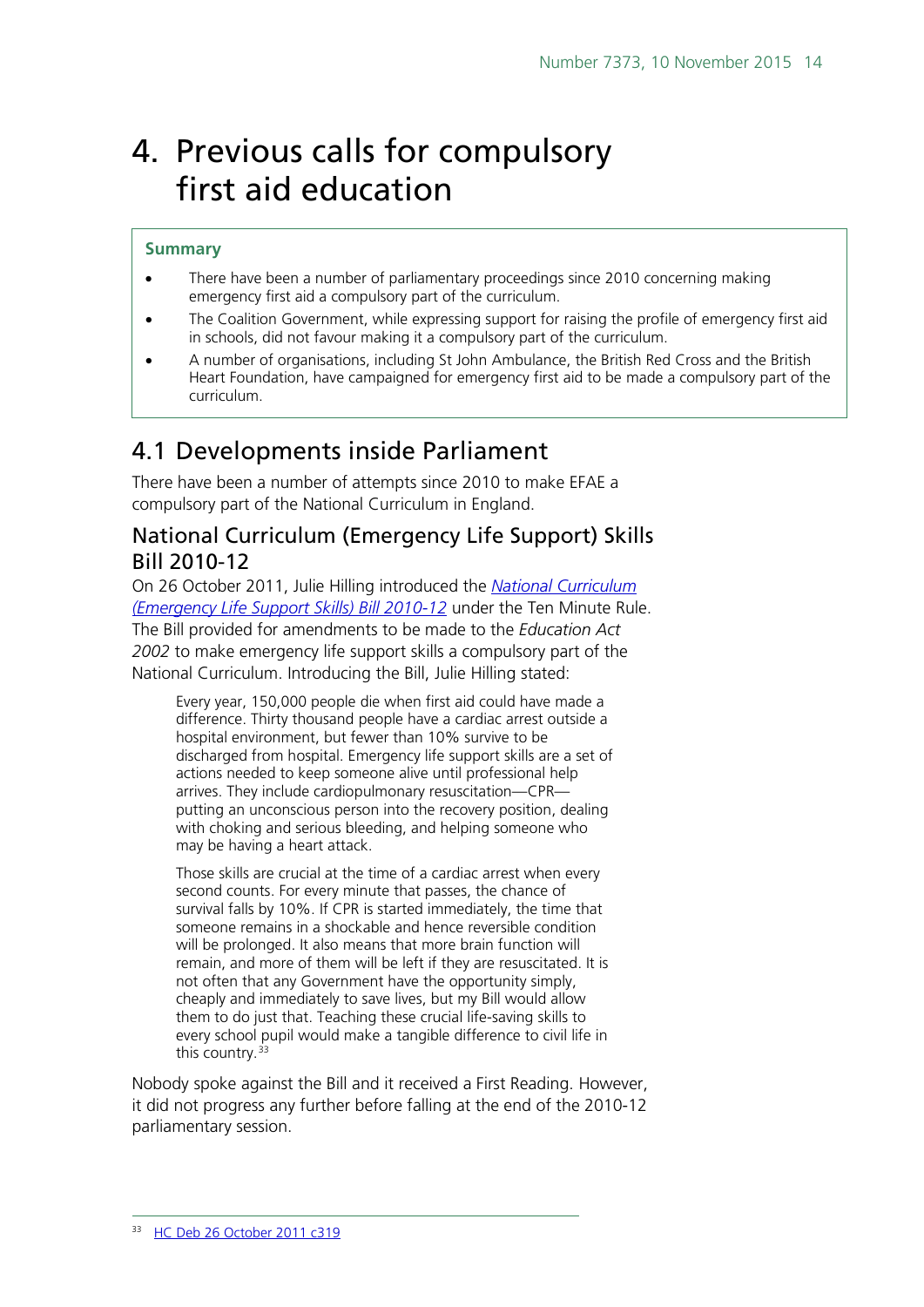# 4. Previous calls for compulsory first aid education

**Summary**

- There have been a number of parliamentary proceedings since 2010 concerning making emergency first aid a compulsory part of the curriculum.
- The Coalition Government, while expressing support for raising the profile of emergency first aid in schools, did not favour making it a compulsory part of the curriculum.
- A number of organisations, including St John Ambulance, the British Red Cross and the British Heart Foundation, have campaigned for emergency first aid to be made a compulsory part of the curriculum.

## 4.1 Developments inside Parliament

There have been a number of attempts since 2010 to make EFAE a compulsory part of the National Curriculum in England.

### National Curriculum (Emergency Life Support) Skills Bill 2010-12

On 26 October 2011, Julie Hilling introduced the *National Curriculum (Emergency Life Support Skills) Bill 2010-12* under the Ten Minute Rule. The Bill provided for amendments to be made to the *Education Act 2002* to make emergency life support skills a compulsory part of the National Curriculum. Introducing the Bill, Julie Hilling stated:

> Every year, 150,000 people die when first aid could have made a difference. Thirty thousand people have a cardiac arrest outside a hospital environment, but fewer than 10% survive to be discharged from hospital. Emergency life support skills are a set of actions needed to keep someone alive until professional help arrives. They include cardiopulmonary resuscitation—CPR—putting an unconscious person into the recovery position, dealing with choking and serious bleeding, and helping someone who may be having a heart attack.
>
> Those skills are crucial at the time of a cardiac arrest when every second counts. For every minute that passes, the chance of survival falls by 10%. If CPR is started immediately, the time that someone remains in a shockable and hence reversible condition will be prolonged. It also means that more brain function will remain, and more of them will be left if they are resuscitated. It is not often that any Government have the opportunity simply, cheaply and immediately to save lives, but my Bill would allow them to do just that. Teaching these crucial life-saving skills to every school pupil would make a tangible difference to civil life in this country.[33]

Nobody spoke against the Bill and it received a First Reading. However, it did not progress any further before falling at the end of the 2010-12 parliamentary session.

[33] HC Deb 26 October 2011 c319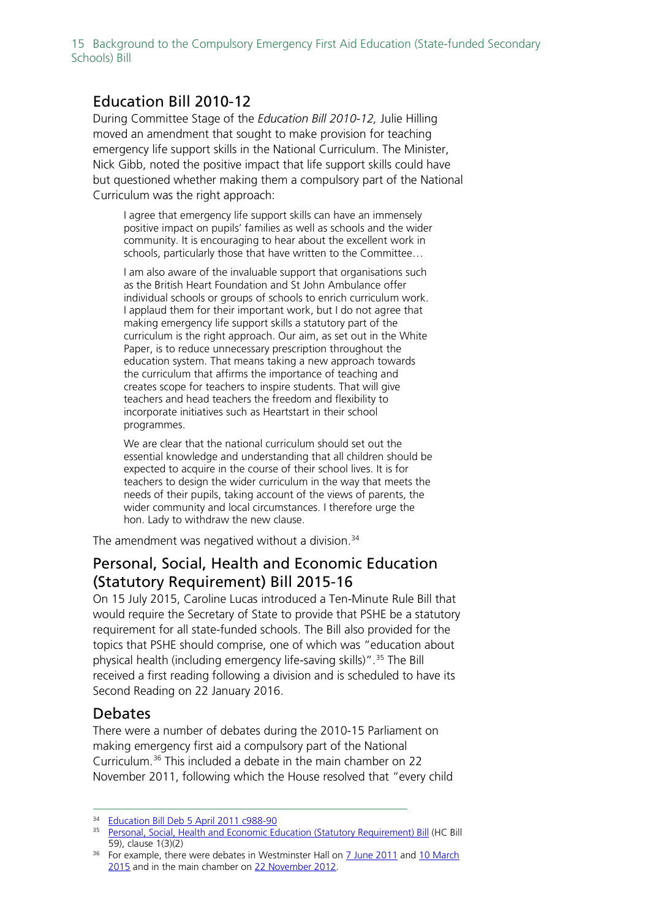## Education Bill 2010-12

During Committee Stage of the *Education Bill 2010-12,* Julie Hilling moved an amendment that sought to make provision for teaching emergency life support skills in the National Curriculum. The Minister, Nick Gibb, noted the positive impact that life support skills could have but questioned whether making them a compulsory part of the National Curriculum was the right approach:

> I agree that emergency life support skills can have an immensely positive impact on pupils' families as well as schools and the wider community. It is encouraging to hear about the excellent work in schools, particularly those that have written to the Committee…
>
> I am also aware of the invaluable support that organisations such as the British Heart Foundation and St John Ambulance offer individual schools or groups of schools to enrich curriculum work. I applaud them for their important work, but I do not agree that making emergency life support skills a statutory part of the curriculum is the right approach. Our aim, as set out in the White Paper, is to reduce unnecessary prescription throughout the education system. That means taking a new approach towards the curriculum that affirms the importance of teaching and creates scope for teachers to inspire students. That will give teachers and head teachers the freedom and flexibility to incorporate initiatives such as Heartstart in their school programmes.
>
> We are clear that the national curriculum should set out the essential knowledge and understanding that all children should be expected to acquire in the course of their school lives. It is for teachers to design the wider curriculum in the way that meets the needs of their pupils, taking account of the views of parents, the wider community and local circumstances. I therefore urge the hon. Lady to withdraw the new clause.

The amendment was negatived without a division.[34]

## Personal, Social, Health and Economic Education (Statutory Requirement) Bill 2015-16

On 15 July 2015, Caroline Lucas introduced a Ten-Minute Rule Bill that would require the Secretary of State to provide that PSHE be a statutory requirement for all state-funded schools. The Bill also provided for the topics that PSHE should comprise, one of which was "education about physical health (including emergency life-saving skills)".[35] The Bill received a first reading following a division and is scheduled to have its Second Reading on 22 January 2016.

## Debates

There were a number of debates during the 2010-15 Parliament on making emergency first aid a compulsory part of the National Curriculum.[36] This included a debate in the main chamber on 22 November 2011, following which the House resolved that "every child

---

[34] Education Bill Deb 5 April 2011 c988-90

[35] Personal, Social, Health and Economic Education (Statutory Requirement) Bill (HC Bill 59), clause 1(3)(2)

[36] For example, there were debates in Westminster Hall on 7 June 2011 and 10 March 2015 and in the main chamber on 22 November 2012.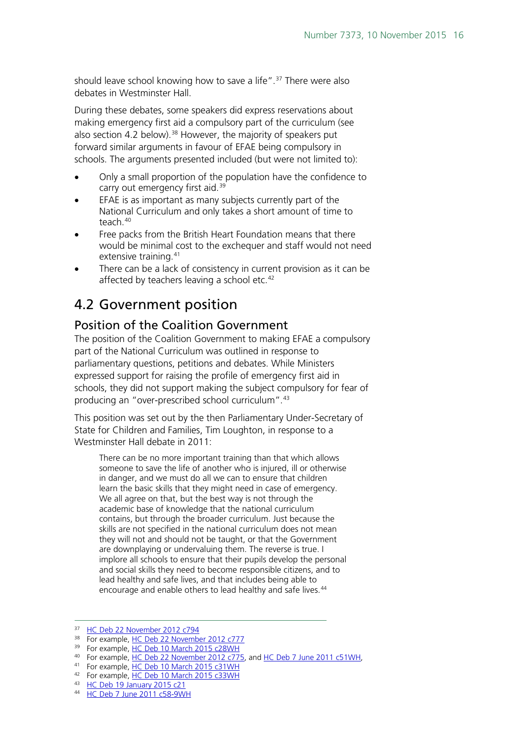should leave school knowing how to save a life".[37] There were also debates in Westminster Hall.

During these debates, some speakers did express reservations about making emergency first aid a compulsory part of the curriculum (see also section 4.2 below).[38] However, the majority of speakers put forward similar arguments in favour of EFAE being compulsory in schools. The arguments presented included (but were not limited to):

- Only a small proportion of the population have the confidence to carry out emergency first aid.[39]
- EFAE is as important as many subjects currently part of the National Curriculum and only takes a short amount of time to teach.[40]
- Free packs from the British Heart Foundation means that there would be minimal cost to the exchequer and staff would not need extensive training.[41]
- There can be a lack of consistency in current provision as it can be affected by teachers leaving a school etc.[42]

## 4.2 Government position

### Position of the Coalition Government

The position of the Coalition Government to making EFAE a compulsory part of the National Curriculum was outlined in response to parliamentary questions, petitions and debates. While Ministers expressed support for raising the profile of emergency first aid in schools, they did not support making the subject compulsory for fear of producing an "over-prescribed school curriculum".[43]

This position was set out by the then Parliamentary Under-Secretary of State for Children and Families, Tim Loughton, in response to a Westminster Hall debate in 2011:

> There can be no more important training than that which allows someone to save the life of another who is injured, ill or otherwise in danger, and we must do all we can to ensure that children learn the basic skills that they might need in case of emergency. We all agree on that, but the best way is not through the academic base of knowledge that the national curriculum contains, but through the broader curriculum. Just because the skills are not specified in the national curriculum does not mean they will not and should not be taught, or that the Government are downplaying or undervaluing them. The reverse is true. I implore all schools to ensure that their pupils develop the personal and social skills they need to become responsible citizens, and to lead healthy and safe lives, and that includes being able to encourage and enable others to lead healthy and safe lives.[44]

---

[37] HC Deb 22 November 2012 c794
[38] For example, HC Deb 22 November 2012 c777
[39] For example, HC Deb 10 March 2015 c28WH
[40] For example, HC Deb 22 November 2012 c775, and HC Deb 7 June 2011 c51WH,
[41] For example, HC Deb 10 March 2015 c31WH
[42] For example, HC Deb 10 March 2015 c33WH
[43] HC Deb 19 January 2015 c21
[44] HC Deb 7 June 2011 c58-9WH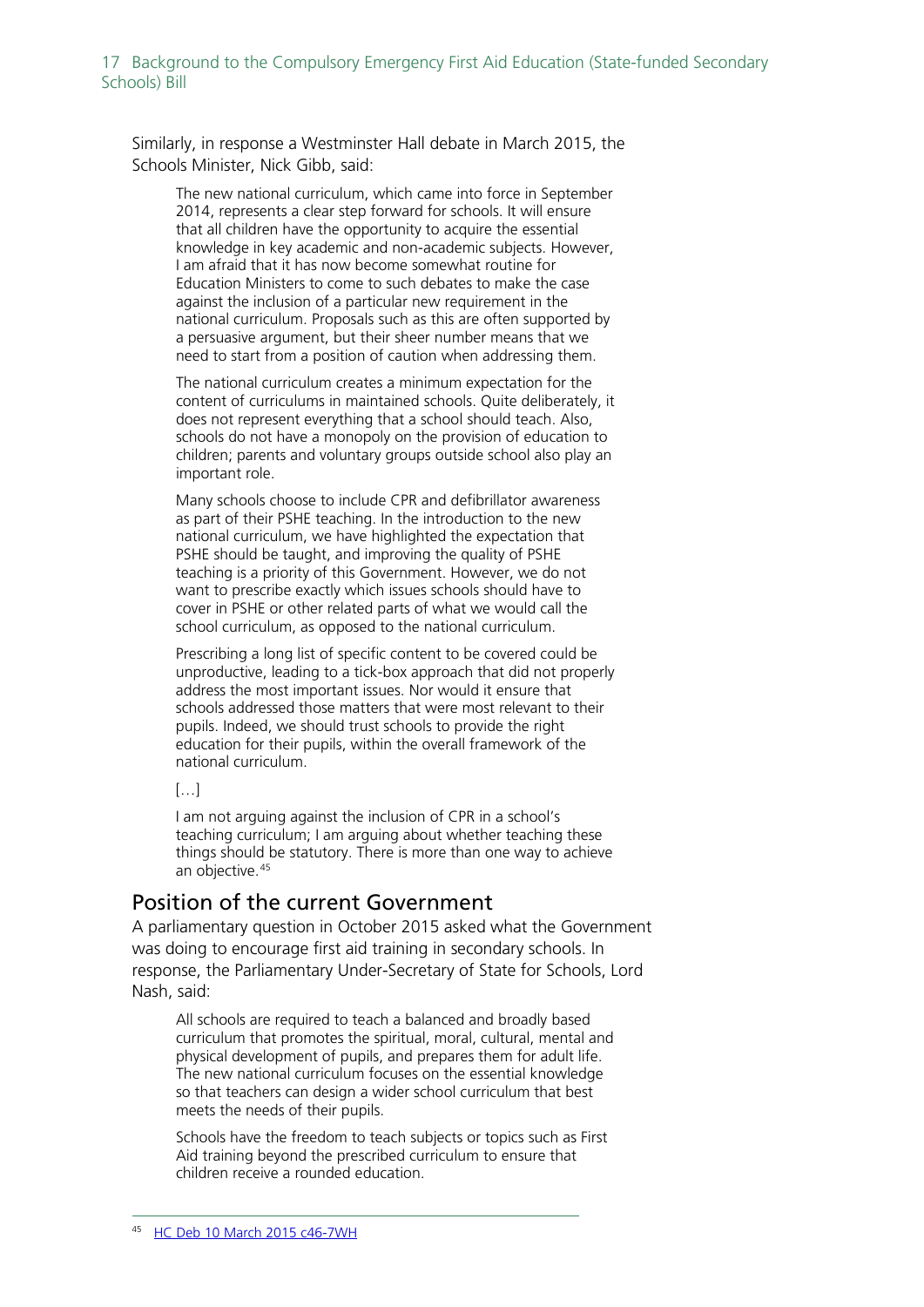Similarly, in response a Westminster Hall debate in March 2015, the Schools Minister, Nick Gibb, said:

> The new national curriculum, which came into force in September 2014, represents a clear step forward for schools. It will ensure that all children have the opportunity to acquire the essential knowledge in key academic and non-academic subjects. However, I am afraid that it has now become somewhat routine for Education Ministers to come to such debates to make the case against the inclusion of a particular new requirement in the national curriculum. Proposals such as this are often supported by a persuasive argument, but their sheer number means that we need to start from a position of caution when addressing them.
>
> The national curriculum creates a minimum expectation for the content of curriculums in maintained schools. Quite deliberately, it does not represent everything that a school should teach. Also, schools do not have a monopoly on the provision of education to children; parents and voluntary groups outside school also play an important role.
>
> Many schools choose to include CPR and defibrillator awareness as part of their PSHE teaching. In the introduction to the new national curriculum, we have highlighted the expectation that PSHE should be taught, and improving the quality of PSHE teaching is a priority of this Government. However, we do not want to prescribe exactly which issues schools should have to cover in PSHE or other related parts of what we would call the school curriculum, as opposed to the national curriculum.
>
> Prescribing a long list of specific content to be covered could be unproductive, leading to a tick-box approach that did not properly address the most important issues. Nor would it ensure that schools addressed those matters that were most relevant to their pupils. Indeed, we should trust schools to provide the right education for their pupils, within the overall framework of the national curriculum.
>
> […]
>
> I am not arguing against the inclusion of CPR in a school's teaching curriculum; I am arguing about whether teaching these things should be statutory. There is more than one way to achieve an objective.[45]

## Position of the current Government

A parliamentary question in October 2015 asked what the Government was doing to encourage first aid training in secondary schools. In response, the Parliamentary Under-Secretary of State for Schools, Lord Nash, said:

> All schools are required to teach a balanced and broadly based curriculum that promotes the spiritual, moral, cultural, mental and physical development of pupils, and prepares them for adult life. The new national curriculum focuses on the essential knowledge so that teachers can design a wider school curriculum that best meets the needs of their pupils.
>
> Schools have the freedom to teach subjects or topics such as First Aid training beyond the prescribed curriculum to ensure that children receive a rounded education.

---

[45] HC Deb 10 March 2015 c46-7WH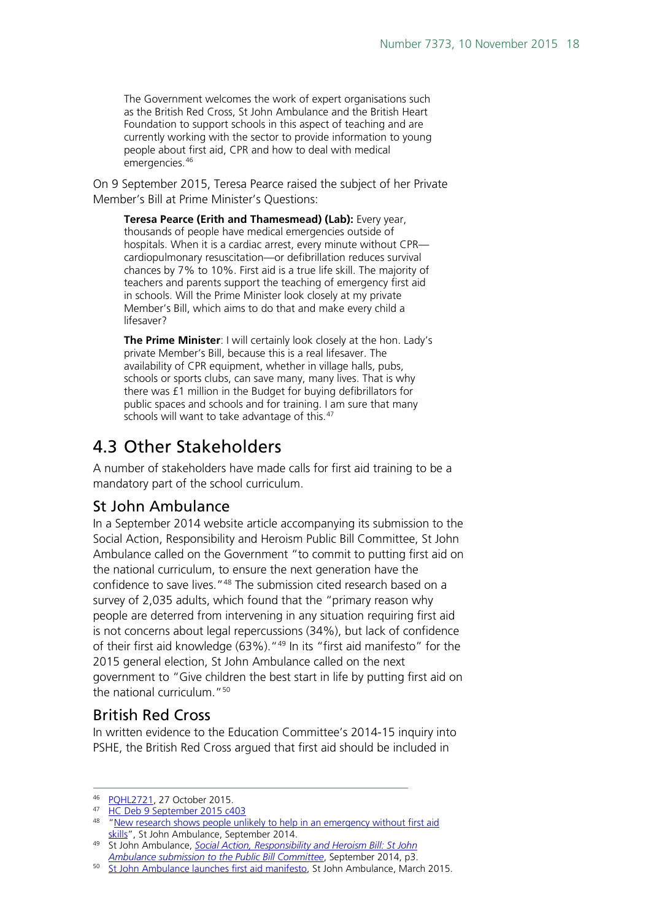> The Government welcomes the work of expert organisations such as the British Red Cross, St John Ambulance and the British Heart Foundation to support schools in this aspect of teaching and are currently working with the sector to provide information to young people about first aid, CPR and how to deal with medical emergencies.[46]

On 9 September 2015, Teresa Pearce raised the subject of her Private Member's Bill at Prime Minister's Questions:

> **Teresa Pearce (Erith and Thamesmead) (Lab):** Every year, thousands of people have medical emergencies outside of hospitals. When it is a cardiac arrest, every minute without CPR—cardiopulmonary resuscitation—or defibrillation reduces survival chances by 7% to 10%. First aid is a true life skill. The majority of teachers and parents support the teaching of emergency first aid in schools. Will the Prime Minister look closely at my private Member's Bill, which aims to do that and make every child a lifesaver?
>
> **The Prime Minister**: I will certainly look closely at the hon. Lady's private Member's Bill, because this is a real lifesaver. The availability of CPR equipment, whether in village halls, pubs, schools or sports clubs, can save many, many lives. That is why there was £1 million in the Budget for buying defibrillators for public spaces and schools and for training. I am sure that many schools will want to take advantage of this.[47]

## 4.3 Other Stakeholders

A number of stakeholders have made calls for first aid training to be a mandatory part of the school curriculum.

### St John Ambulance

In a September 2014 website article accompanying its submission to the Social Action, Responsibility and Heroism Public Bill Committee, St John Ambulance called on the Government "to commit to putting first aid on the national curriculum, to ensure the next generation have the confidence to save lives."[48] The submission cited research based on a survey of 2,035 adults, which found that the "primary reason why people are deterred from intervening in any situation requiring first aid is not concerns about legal repercussions (34%), but lack of confidence of their first aid knowledge (63%)."[49] In its "first aid manifesto" for the 2015 general election, St John Ambulance called on the next government to "Give children the best start in life by putting first aid on the national curriculum."[50]

### British Red Cross

In written evidence to the Education Committee's 2014-15 inquiry into PSHE, the British Red Cross argued that first aid should be included in

---

[46] PQHL2721, 27 October 2015.

[47] HC Deb 9 September 2015 c403

[48] "New research shows people unlikely to help in an emergency without first aid skills", St John Ambulance, September 2014.

[49] St John Ambulance, *Social Action, Responsibility and Heroism Bill: St John Ambulance submission to the Public Bill Committee*, September 2014, p3.

[50] St John Ambulance launches first aid manifesto, St John Ambulance, March 2015.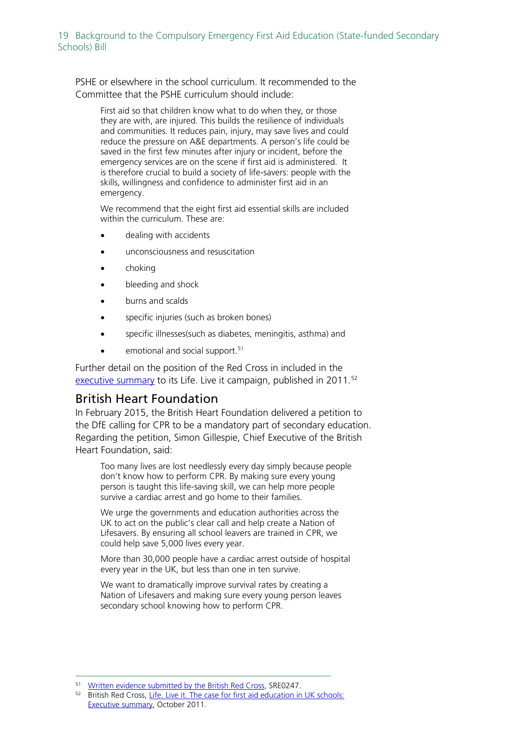PSHE or elsewhere in the school curriculum. It recommended to the Committee that the PSHE curriculum should include:

> First aid so that children know what to do when they, or those they are with, are injured. This builds the resilience of individuals and communities. It reduces pain, injury, may save lives and could reduce the pressure on A&E departments. A person's life could be saved in the first few minutes after injury or incident, before the emergency services are on the scene if first aid is administered. It is therefore crucial to build a society of life-savers: people with the skills, willingness and confidence to administer first aid in an emergency.
>
> We recommend that the eight first aid essential skills are included within the curriculum. These are:
>
> - dealing with accidents
> - unconsciousness and resuscitation
> - choking
> - bleeding and shock
> - burns and scalds
> - specific injuries (such as broken bones)
> - specific illnesses(such as diabetes, meningitis, asthma) and
> - emotional and social support.[51]

Further detail on the position of the Red Cross in included in the executive summary to its Life. Live it campaign, published in 2011.[52]

## British Heart Foundation

In February 2015, the British Heart Foundation delivered a petition to the DfE calling for CPR to be a mandatory part of secondary education. Regarding the petition, Simon Gillespie, Chief Executive of the British Heart Foundation, said:

> Too many lives are lost needlessly every day simply because people don't know how to perform CPR. By making sure every young person is taught this life-saving skill, we can help more people survive a cardiac arrest and go home to their families.
>
> We urge the governments and education authorities across the UK to act on the public's clear call and help create a Nation of Lifesavers. By ensuring all school leavers are trained in CPR, we could help save 5,000 lives every year.
>
> More than 30,000 people have a cardiac arrest outside of hospital every year in the UK, but less than one in ten survive.
>
> We want to dramatically improve survival rates by creating a Nation of Lifesavers and making sure every young person leaves secondary school knowing how to perform CPR.

---

[51] Written evidence submitted by the British Red Cross, SRE0247.

[52] British Red Cross, Life. Live it. The case for first aid education in UK schools: Executive summary, October 2011.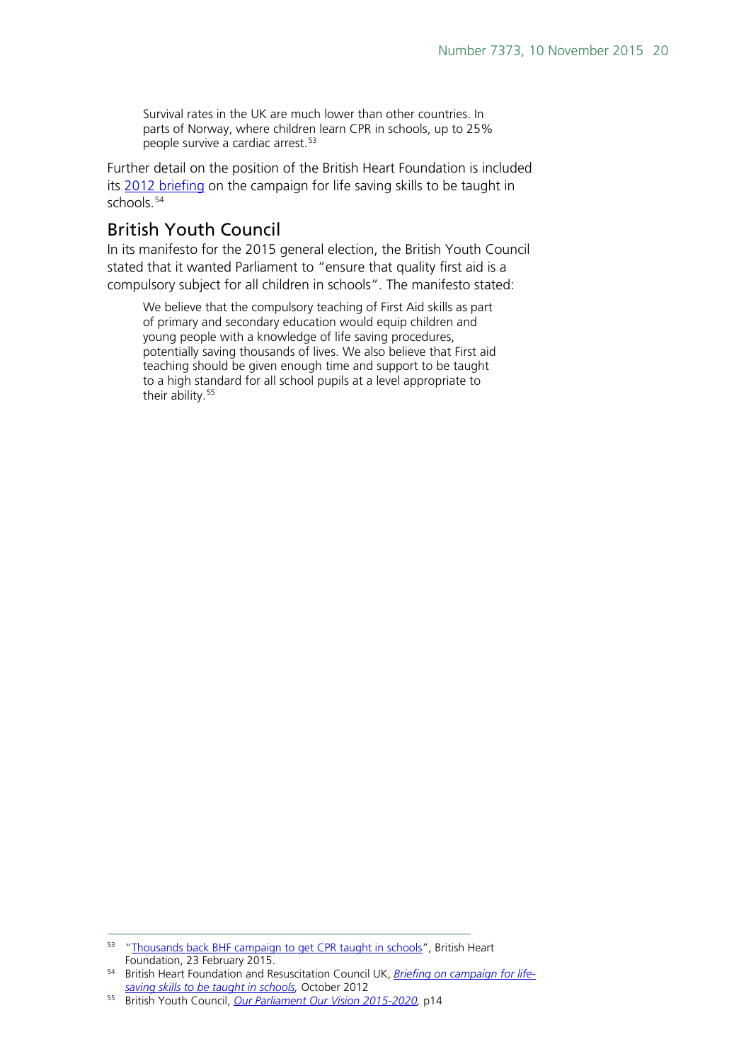> Survival rates in the UK are much lower than other countries. In parts of Norway, where children learn CPR in schools, up to 25% people survive a cardiac arrest.[53]

Further detail on the position of the British Heart Foundation is included its 2012 briefing on the campaign for life saving skills to be taught in schools.[54]

## British Youth Council

In its manifesto for the 2015 general election, the British Youth Council stated that it wanted Parliament to "ensure that quality first aid is a compulsory subject for all children in schools". The manifesto stated:

> We believe that the compulsory teaching of First Aid skills as part of primary and secondary education would equip children and young people with a knowledge of life saving procedures, potentially saving thousands of lives. We also believe that First aid teaching should be given enough time and support to be taught to a high standard for all school pupils at a level appropriate to their ability.[55]

---

[53] "Thousands back BHF campaign to get CPR taught in schools", British Heart Foundation, 23 February 2015.

[54] British Heart Foundation and Resuscitation Council UK, *Briefing on campaign for life-saving skills to be taught in schools*, October 2012

[55] British Youth Council, *Our Parliament Our Vision 2015-2020*, p14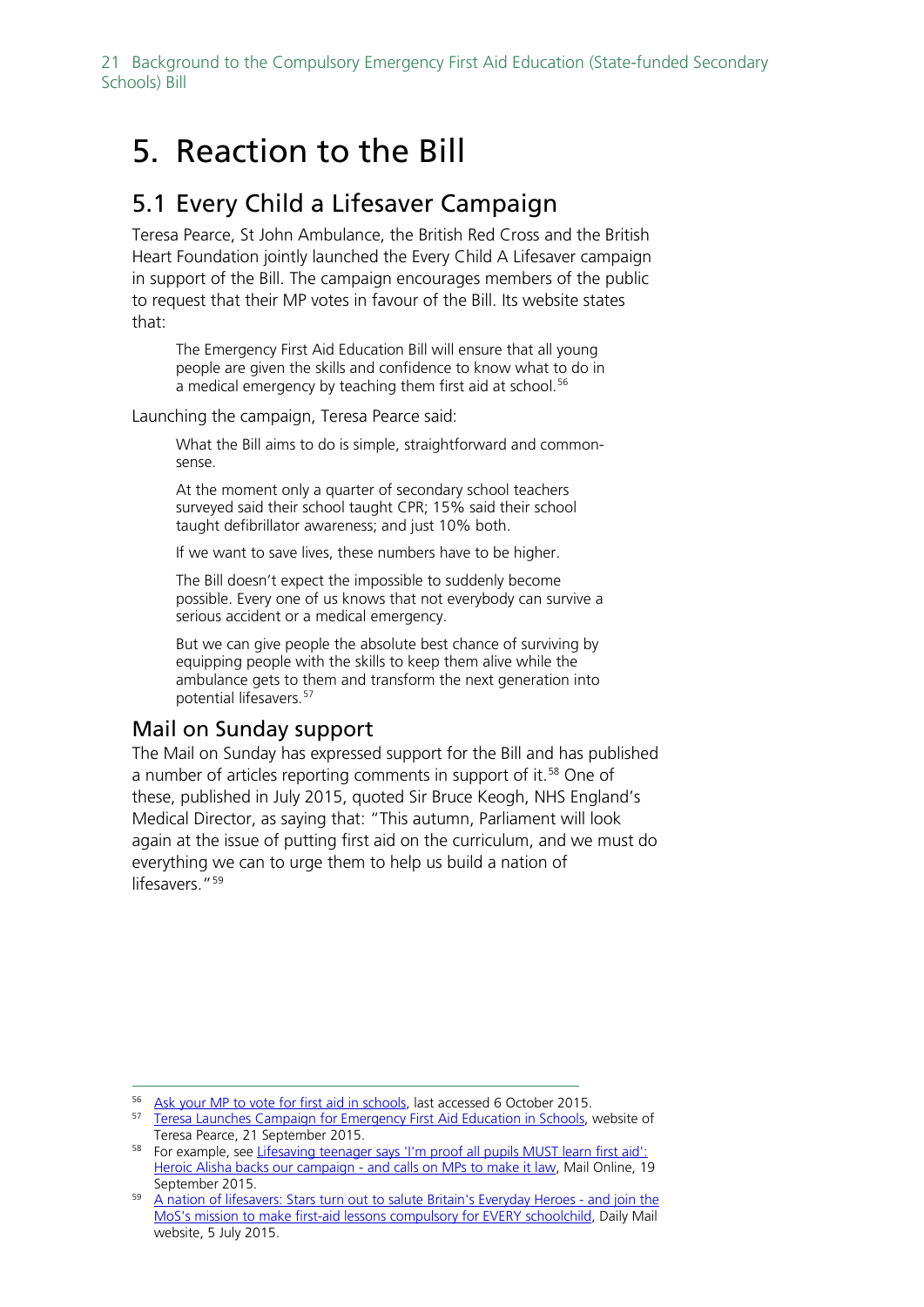# 5. Reaction to the Bill

## 5.1 Every Child a Lifesaver Campaign

Teresa Pearce, St John Ambulance, the British Red Cross and the British Heart Foundation jointly launched the Every Child A Lifesaver campaign in support of the Bill. The campaign encourages members of the public to request that their MP votes in favour of the Bill. Its website states that:

> The Emergency First Aid Education Bill will ensure that all young people are given the skills and confidence to know what to do in a medical emergency by teaching them first aid at school.[56]

Launching the campaign, Teresa Pearce said:

> What the Bill aims to do is simple, straightforward and common-sense.
>
> At the moment only a quarter of secondary school teachers surveyed said their school taught CPR; 15% said their school taught defibrillator awareness; and just 10% both.
>
> If we want to save lives, these numbers have to be higher.
>
> The Bill doesn't expect the impossible to suddenly become possible. Every one of us knows that not everybody can survive a serious accident or a medical emergency.
>
> But we can give people the absolute best chance of surviving by equipping people with the skills to keep them alive while the ambulance gets to them and transform the next generation into potential lifesavers.[57]

### Mail on Sunday support

The Mail on Sunday has expressed support for the Bill and has published a number of articles reporting comments in support of it.[58] One of these, published in July 2015, quoted Sir Bruce Keogh, NHS England's Medical Director, as saying that: "This autumn, Parliament will look again at the issue of putting first aid on the curriculum, and we must do everything we can to urge them to help us build a nation of lifesavers."[59]

---

[56] Ask your MP to vote for first aid in schools, last accessed 6 October 2015.

[57] Teresa Launches Campaign for Emergency First Aid Education in Schools, website of Teresa Pearce, 21 September 2015.

[58] For example, see Lifesaving teenager says 'I'm proof all pupils MUST learn first aid': Heroic Alisha backs our campaign - and calls on MPs to make it law, Mail Online, 19 September 2015.

[59] A nation of lifesavers: Stars turn out to salute Britain's Everyday Heroes - and join the MoS's mission to make first-aid lessons compulsory for EVERY schoolchild, Daily Mail website, 5 July 2015.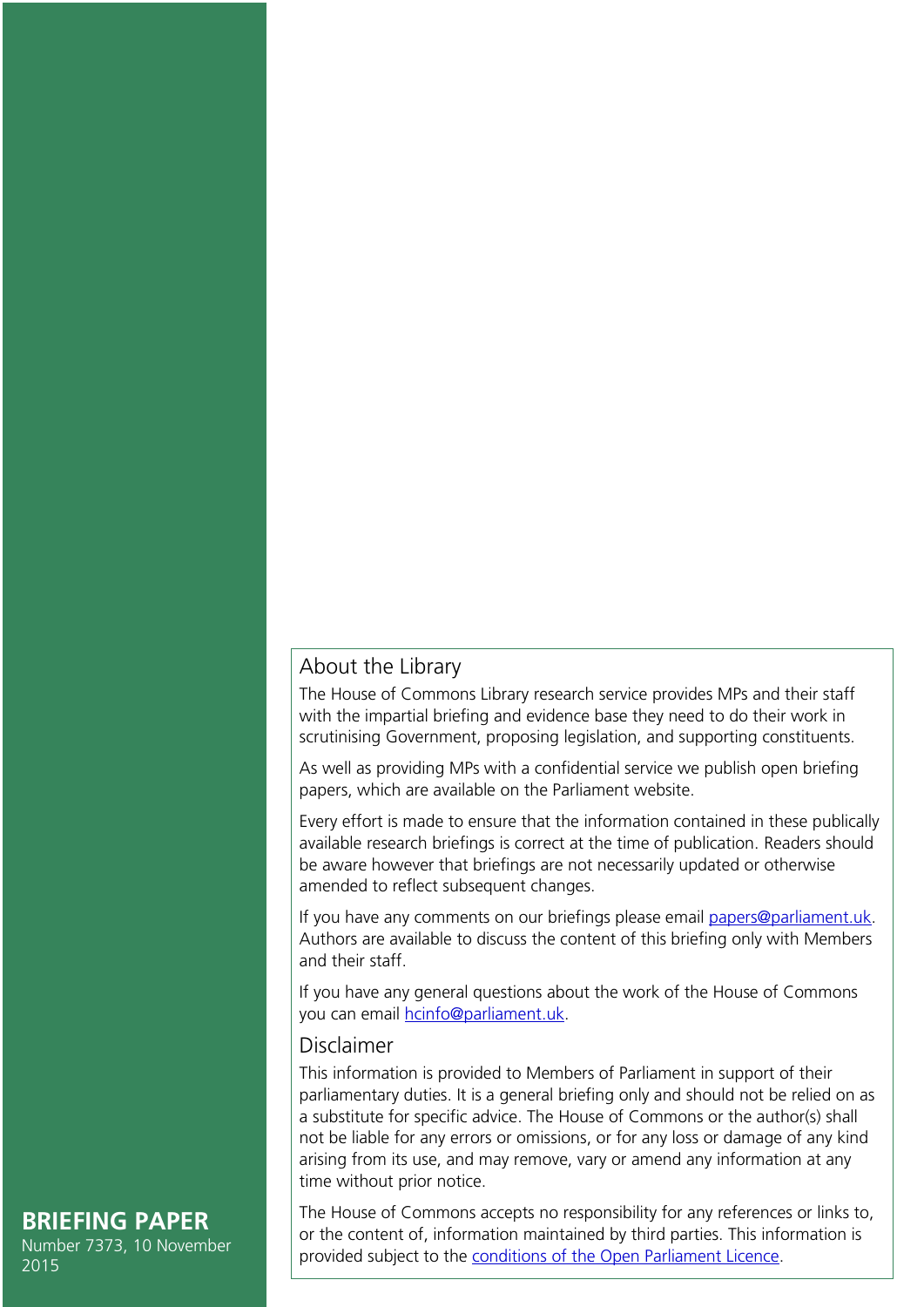**BRIEFING PAPER**

Number 7373, 10 November 2015

## About the Library

The House of Commons Library research service provides MPs and their staff with the impartial briefing and evidence base they need to do their work in scrutinising Government, proposing legislation, and supporting constituents.

As well as providing MPs with a confidential service we publish open briefing papers, which are available on the Parliament website.

Every effort is made to ensure that the information contained in these publically available research briefings is correct at the time of publication. Readers should be aware however that briefings are not necessarily updated or otherwise amended to reflect subsequent changes.

If you have any comments on our briefings please email papers@parliament.uk. Authors are available to discuss the content of this briefing only with Members and their staff.

If you have any general questions about the work of the House of Commons you can email hcinfo@parliament.uk.

## Disclaimer

This information is provided to Members of Parliament in support of their parliamentary duties. It is a general briefing only and should not be relied on as a substitute for specific advice. The House of Commons or the author(s) shall not be liable for any errors or omissions, or for any loss or damage of any kind arising from its use, and may remove, vary or amend any information at any time without prior notice.

The House of Commons accepts no responsibility for any references or links to, or the content of, information maintained by third parties. This information is provided subject to the conditions of the Open Parliament Licence.